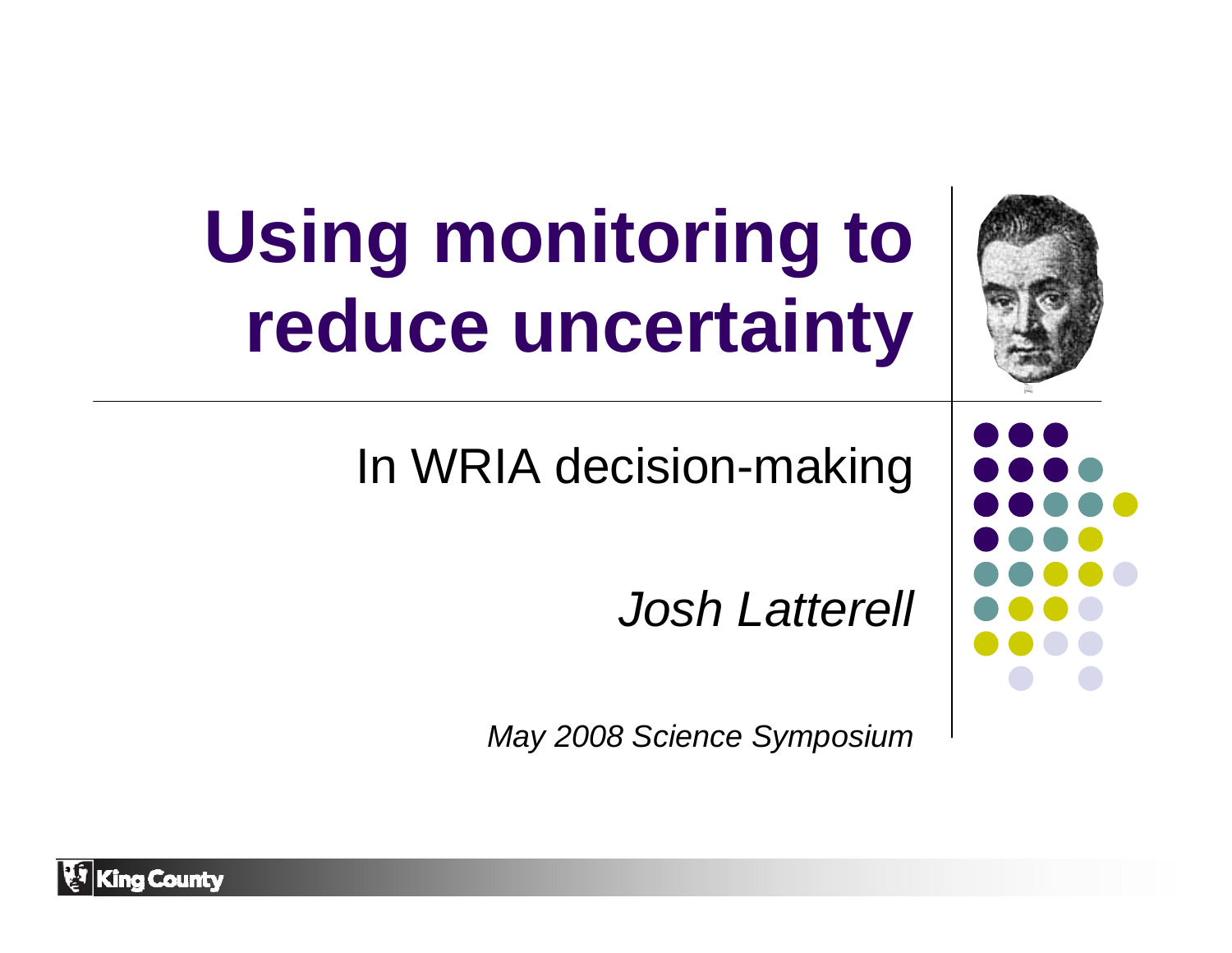# Using monitoring to reduce uncertainty

In WRIA decision-making

*Josh Latterell*

*May 2008 Science Symposium*

King County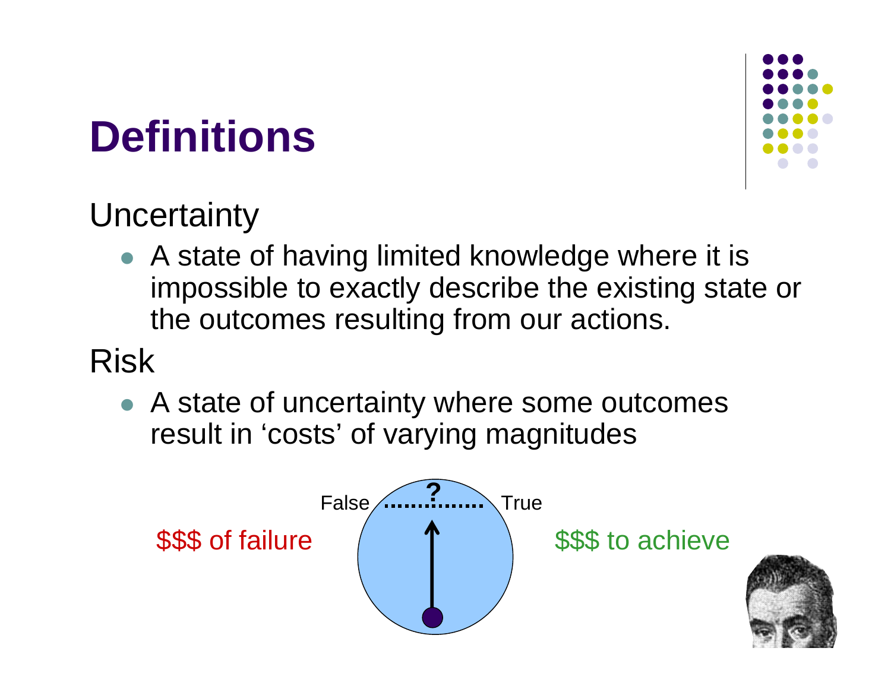# Definitions

Uncertainty

- A state of having limited knowledge where it is impossible to exactly describe the existing state or the outcomes resulting from our actions.

Risk

- A state of uncertainty where some outcomes result in 'costs' of varying magnitudes

False ? True

$$$ of failure

$$$ to achieve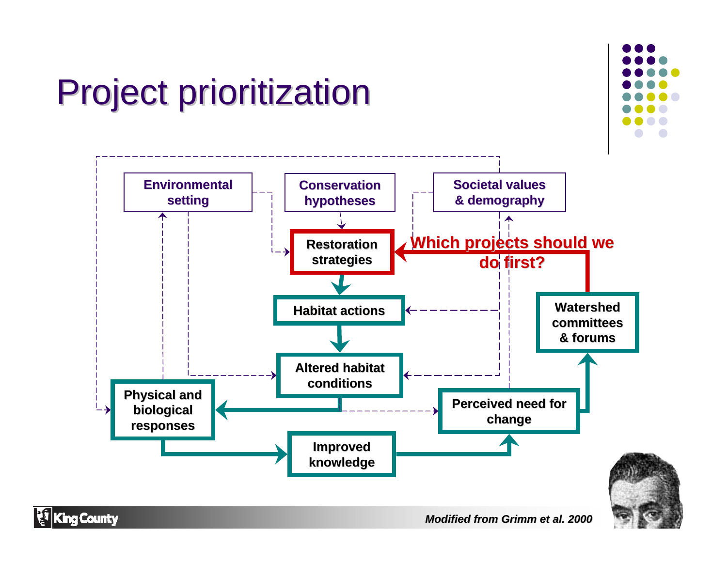# Project prioritization

Environmental setting

Conservation hypotheses

Societal values & demography

Restoration strategies

Which projects should we do first?

Habitat actions

Watershed committees & forums

Altered habitat conditions

Physical and biological responses

Perceived need for change

Improved knowledge

*Modified from Grimm et al. 2000*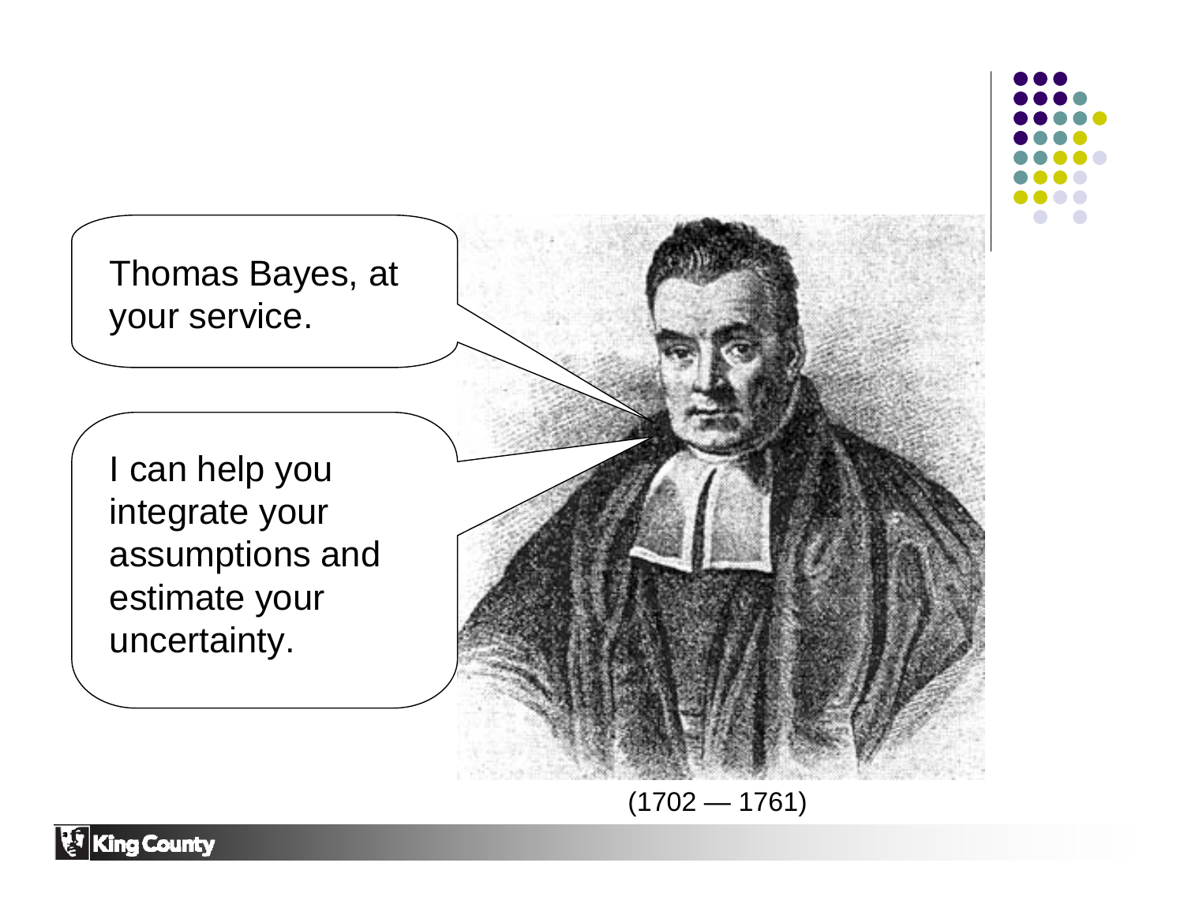Thomas Bayes, at your service.

I can help you integrate your assumptions and estimate your uncertainty.

(1702 — 1761)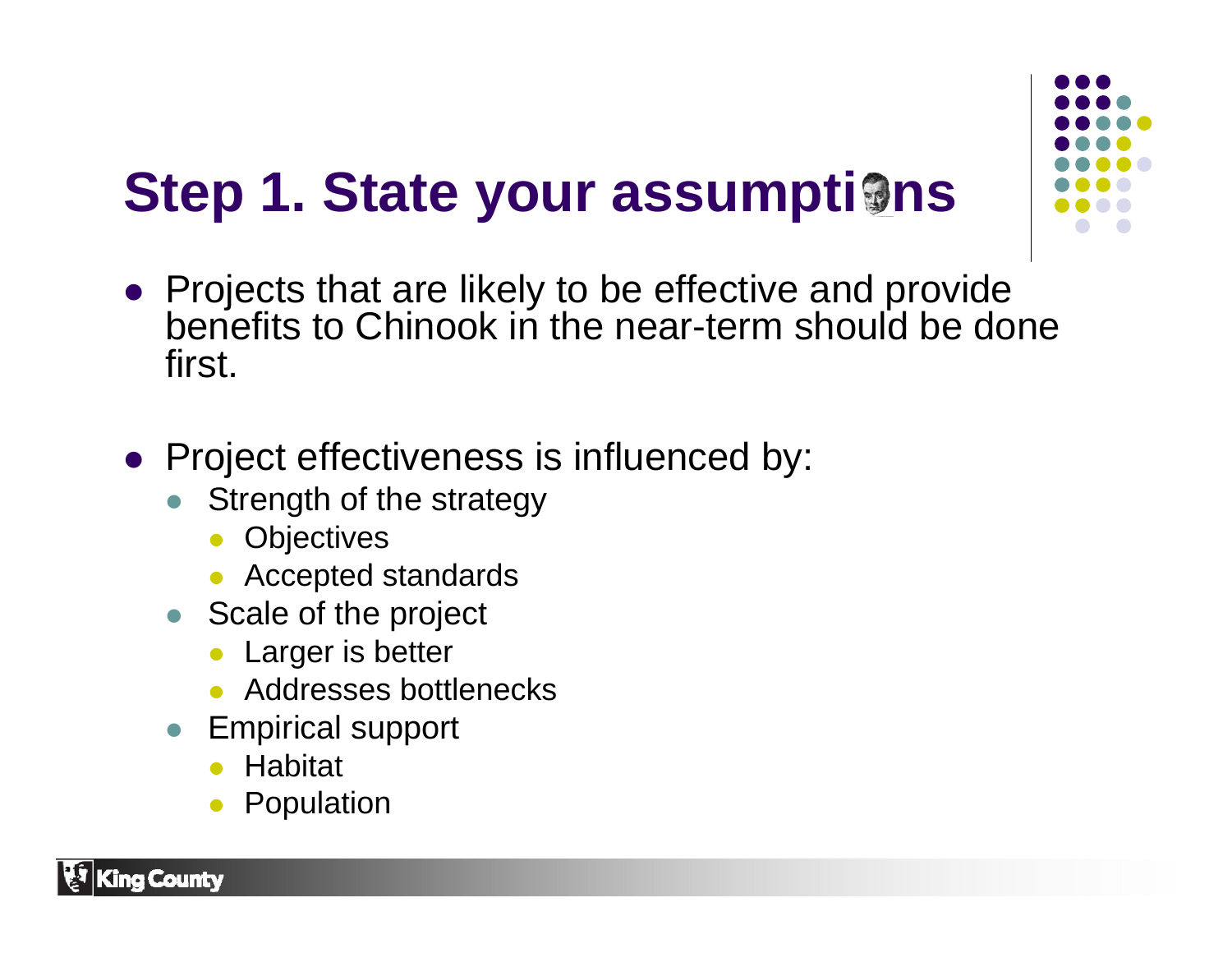# Step 1. State your assumptions

- Projects that are likely to be effective and provide benefits to Chinook in the near-term should be done first.

- Project effectiveness is influenced by:
  - Strength of the strategy
    - Objectives
    - Accepted standards
  - Scale of the project
    - Larger is better
    - Addresses bottlenecks
  - Empirical support
    - Habitat
    - Population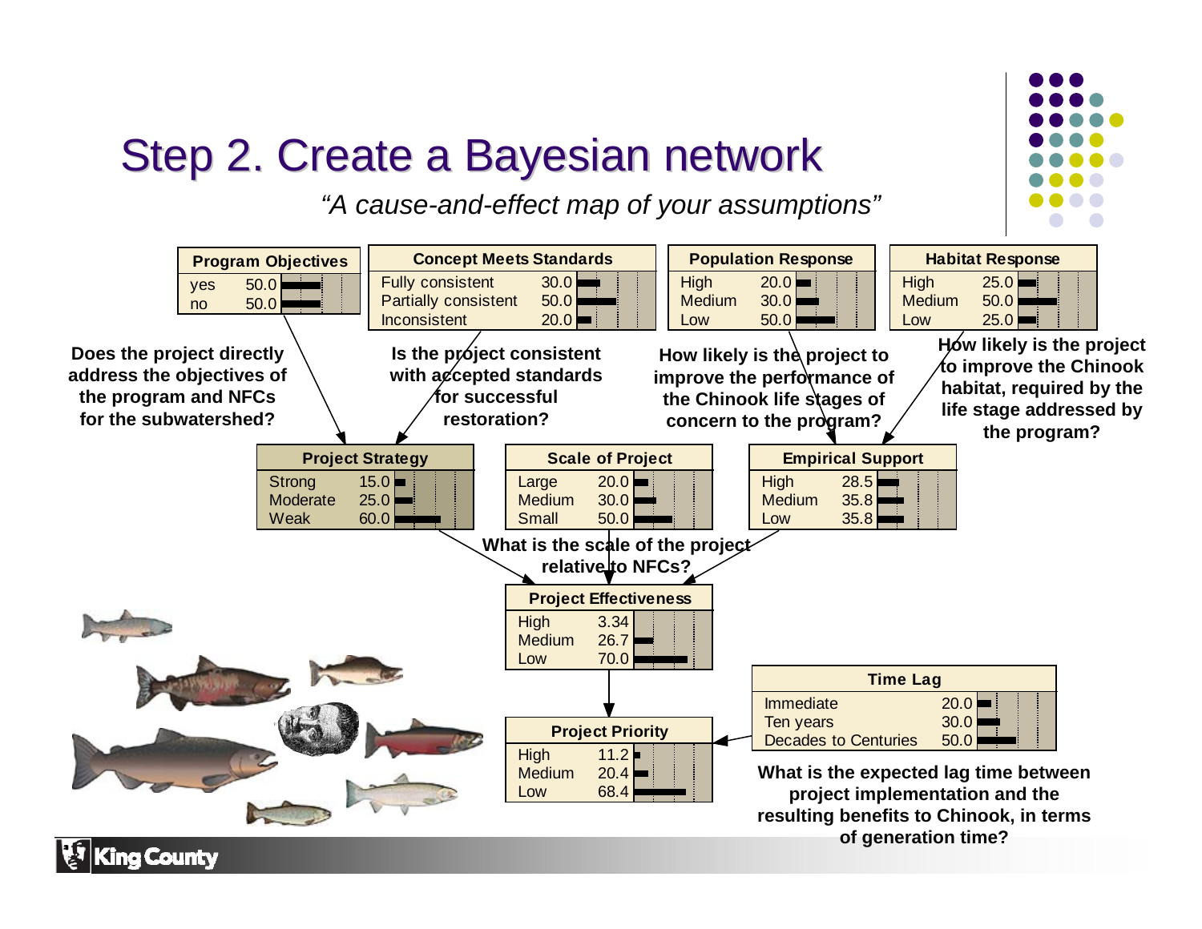# Step 2. Create a Bayesian network

*"A cause-and-effect map of your assumptions"*

| Program Objectives | |
|---|---|
| yes | 50.0 |
| no | 50.0 |

| Concept Meets Standards | |
|---|---|
| Fully consistent | 30.0 |
| Partially consistent | 50.0 |
| Inconsistent | 20.0 |

| Population Response | |
|---|---|
| High | 20.0 |
| Medium | 30.0 |
| Low | 50.0 |

| Habitat Response | |
|---|---|
| High | 25.0 |
| Medium | 50.0 |
| Low | 25.0 |

**Does the project directly address the objectives of the program and NFCs for the subwatershed?**

**Is the project consistent with accepted standards for successful restoration?**

**How likely is the project to improve the performance of the Chinook life stages of concern to the program?**

**How likely is the project to improve the Chinook habitat, required by the life stage addressed by the program?**

| Project Strategy | |
|---|---|
| Strong | 15.0 |
| Moderate | 25.0 |
| Weak | 60.0 |

| Scale of Project | |
|---|---|
| Large | 20.0 |
| Medium | 30.0 |
| Small | 50.0 |

| Empirical Support | |
|---|---|
| High | 28.5 |
| Medium | 35.8 |
| Low | 35.8 |

**What is the scale of the project relative to NFCs?**

| Project Effectiveness | |
|---|---|
| High | 3.34 |
| Medium | 26.7 |
| Low | 70.0 |

| Time Lag | |
|---|---|
| Immediate | 20.0 |
| Ten years | 30.0 |
| Decades to Centuries | 50.0 |

**What is the expected lag time between project implementation and the resulting benefits to Chinook, in terms of generation time?**

| Project Priority | |
|---|---|
| High | 11.2 |
| Medium | 20.4 |
| Low | 68.4 |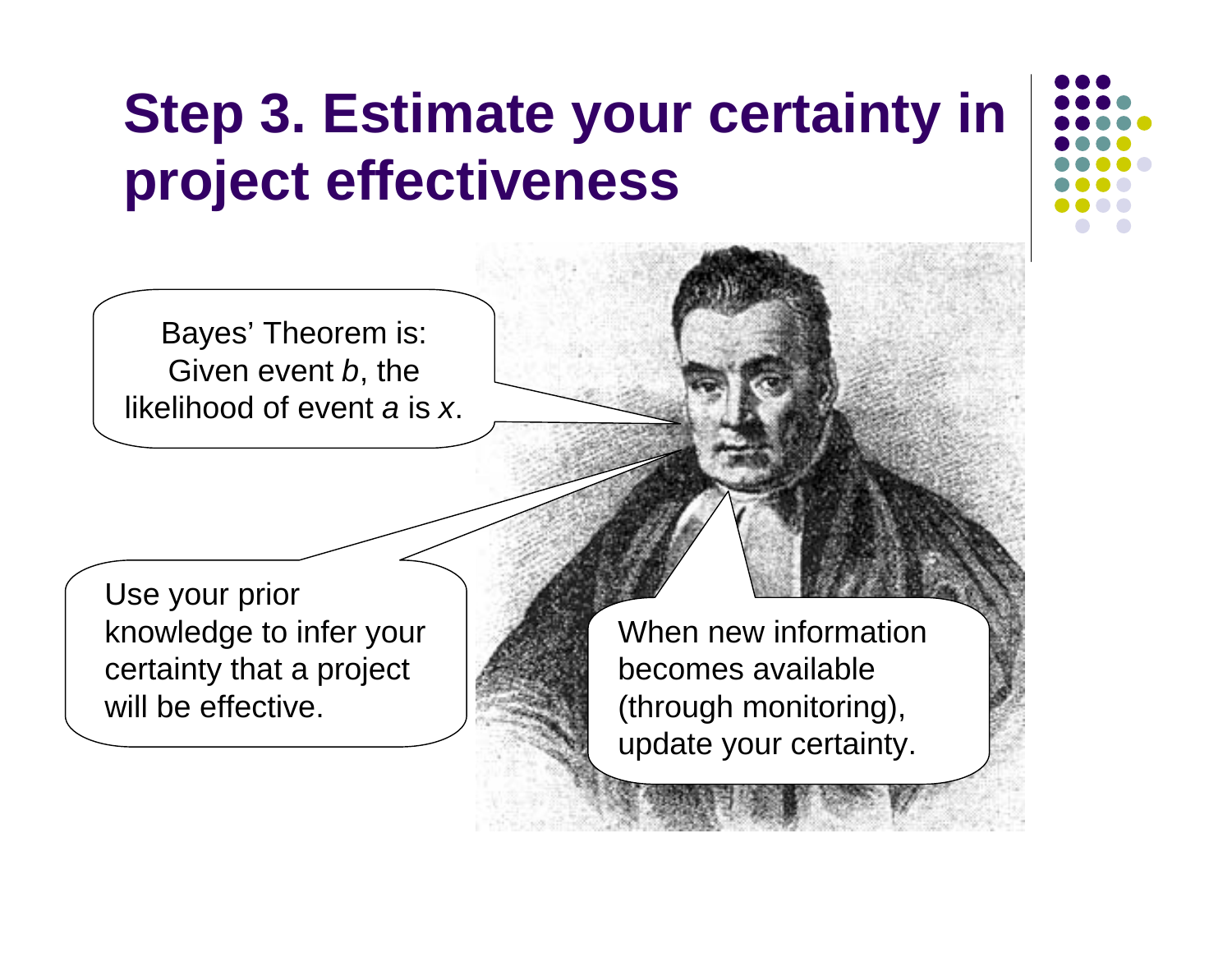# Step 3. Estimate your certainty in project effectiveness

Bayes' Theorem is: Given event *b*, the likelihood of event *a* is *x*.

Use your prior knowledge to infer your certainty that a project will be effective.

When new information becomes available (through monitoring), update your certainty.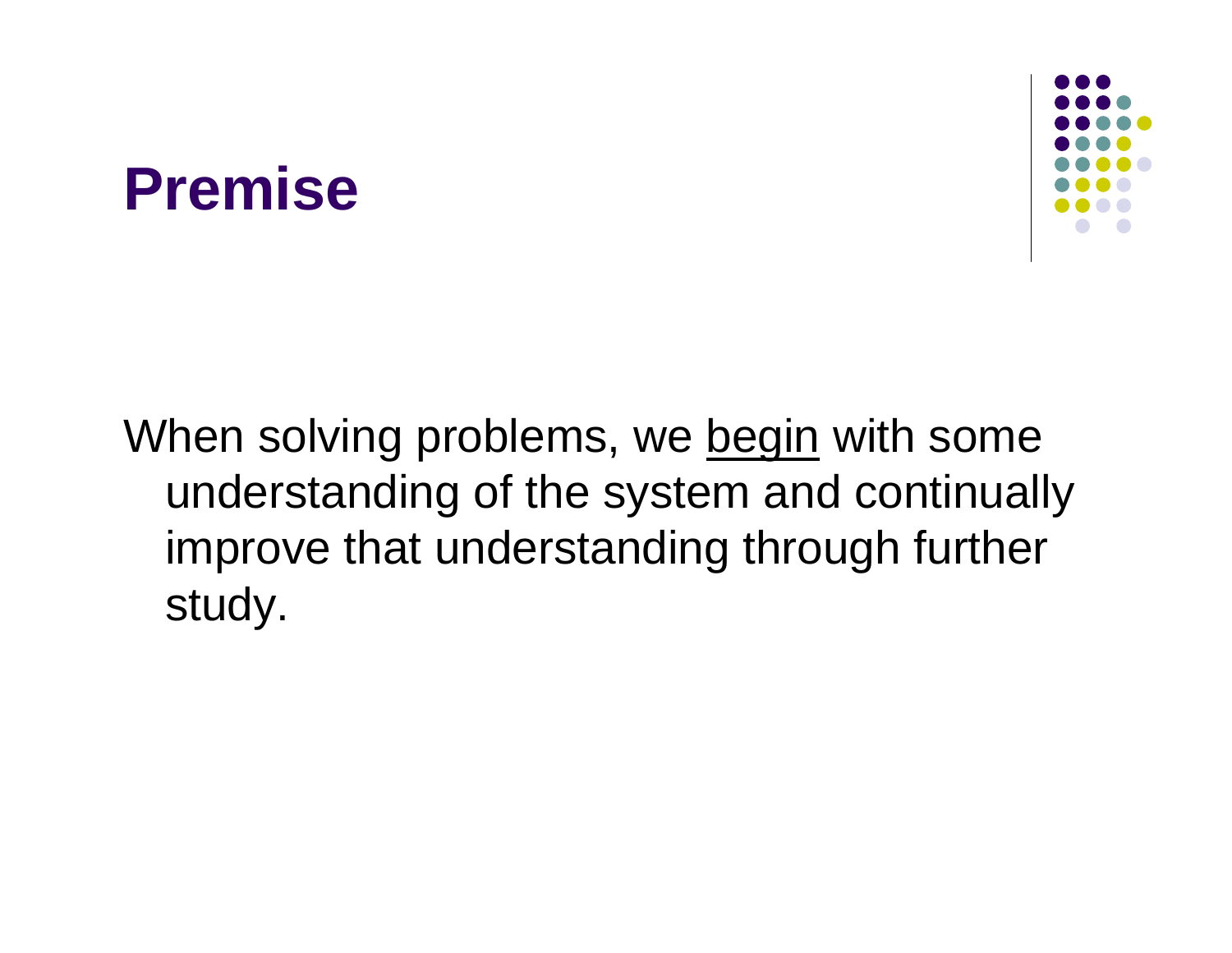# Premise

When solving problems, we <u>begin</u> with some understanding of the system and continually improve that understanding through further study.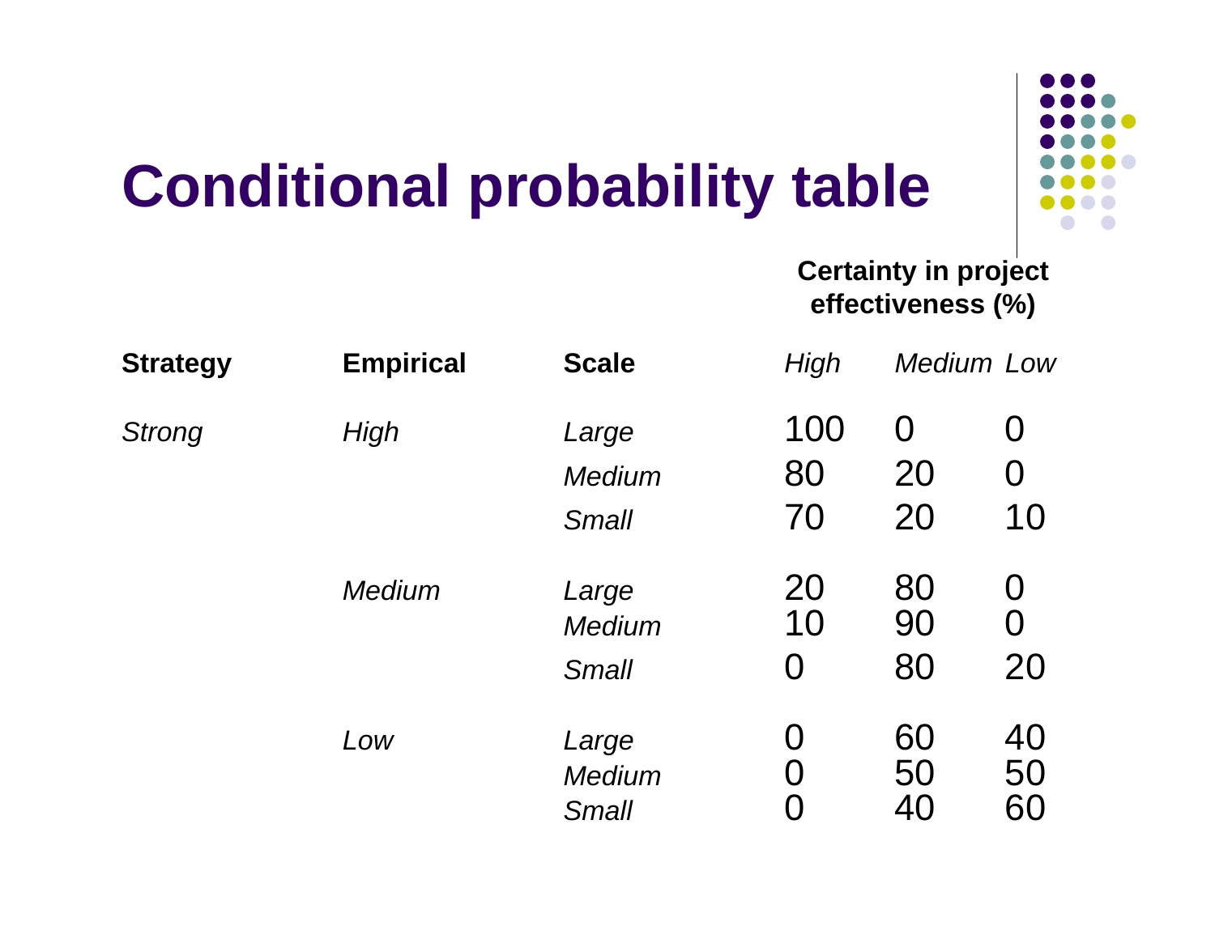# Conditional probability table

| Strategy | Empirical | Scale | Certainty in project effectiveness (%) | | |
|---|---|---|---|---|---|
| | | | *High* | *Medium* | *Low* |
| *Strong* | *High* | *Large* | 100 | 0 | 0 |
| | | *Medium* | 80 | 20 | 0 |
| | | *Small* | 70 | 20 | 10 |
| | *Medium* | *Large* | 20 | 80 | 0 |
| | | *Medium* | 10 | 90 | 0 |
| | | *Small* | 0 | 80 | 20 |
| | *Low* | *Large* | 0 | 60 | 40 |
| | | *Medium* | 0 | 50 | 50 |
| | | *Small* | 0 | 40 | 60 |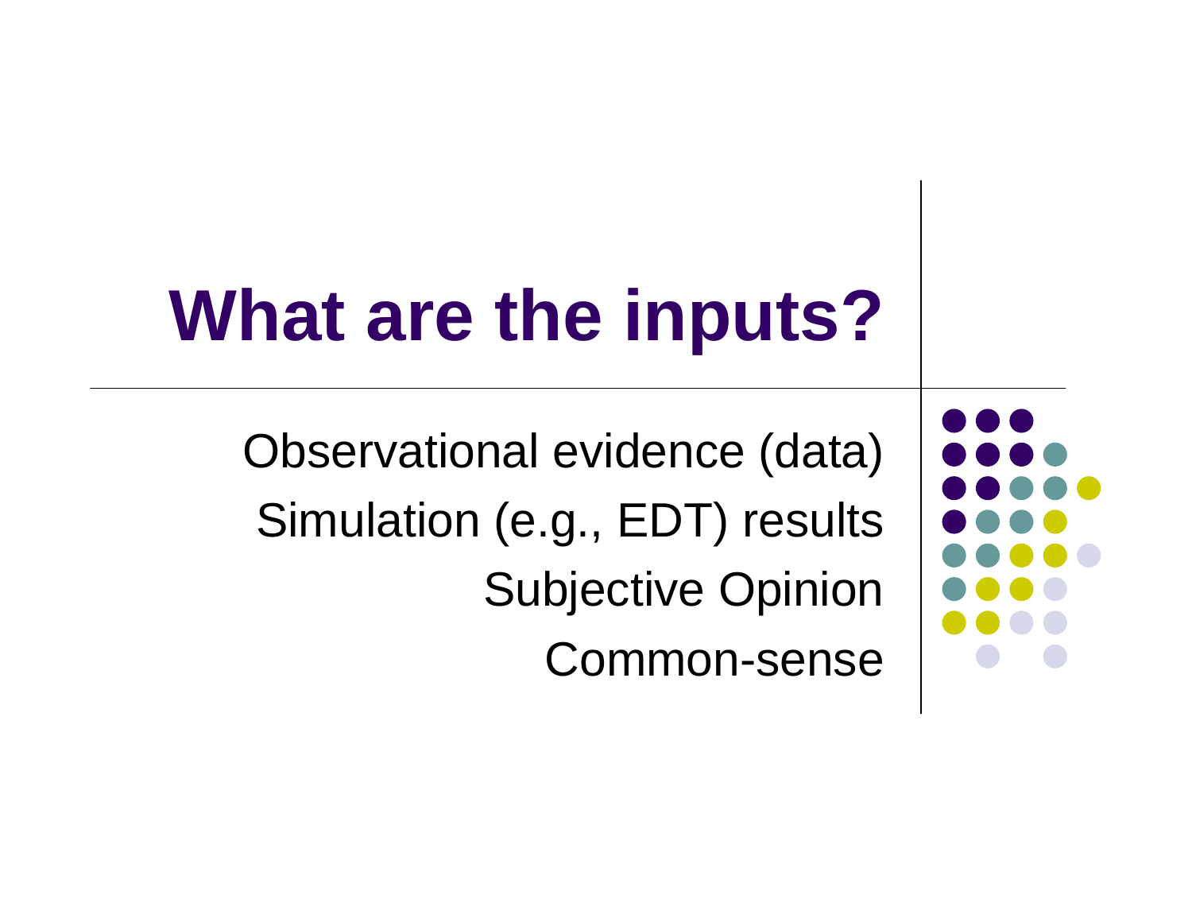# What are the inputs?

- Observational evidence (data)
- Simulation (e.g., EDT) results
- Subjective Opinion
- Common-sense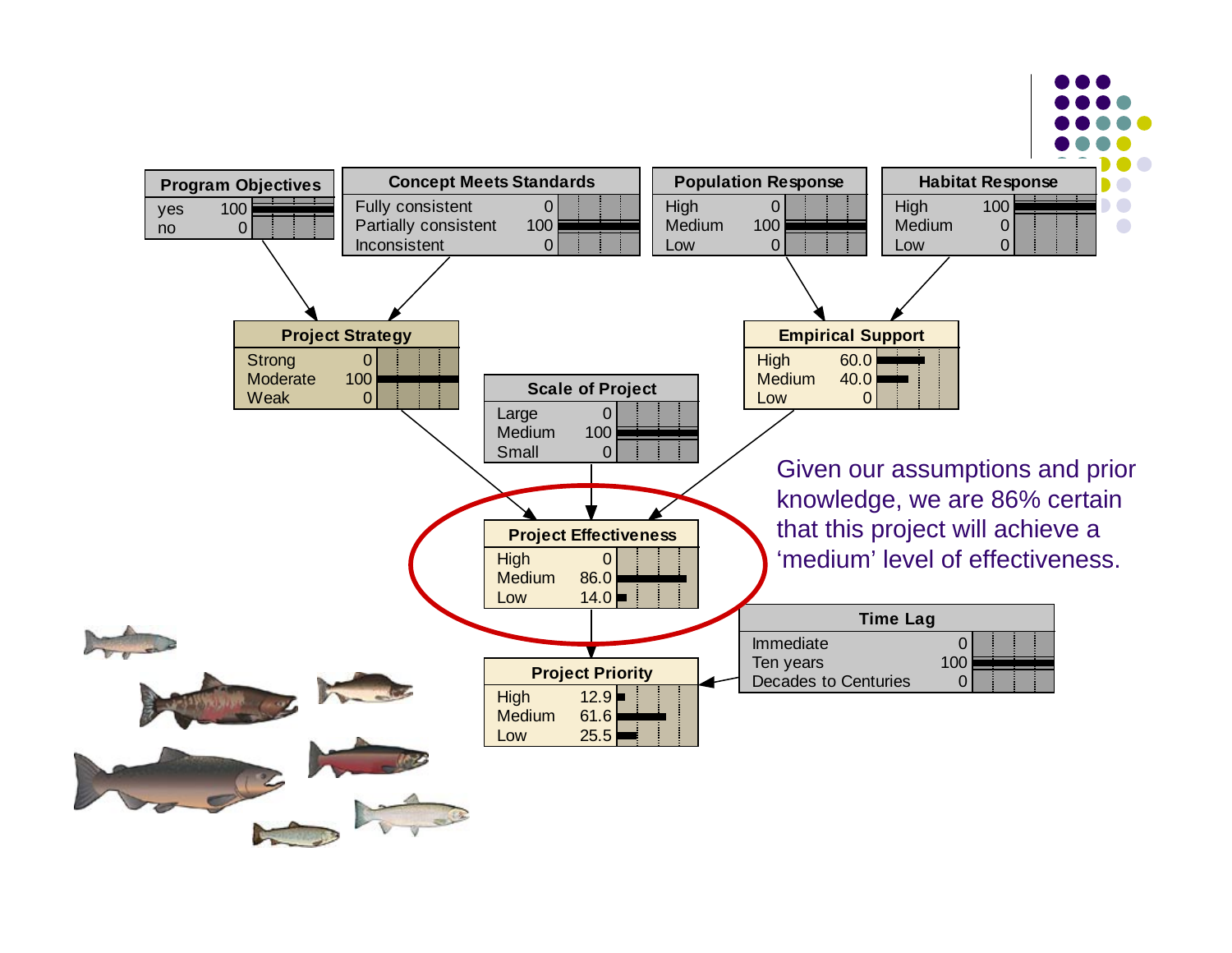**Program Objectives**

| State | Value |
|---|---|
| yes | 100 |
| no | 0 |

**Concept Meets Standards**

| State | Value |
|---|---|
| Fully consistent | 0 |
| Partially consistent | 100 |
| Inconsistent | 0 |

**Population Response**

| State | Value |
|---|---|
| High | 0 |
| Medium | 100 |
| Low | 0 |

**Habitat Response**

| State | Value |
|---|---|
| High | 100 |
| Medium | 0 |
| Low | 0 |

**Project Strategy**

| State | Value |
|---|---|
| Strong | 0 |
| Moderate | 100 |
| Weak | 0 |

**Empirical Support**

| State | Value |
|---|---|
| High | 60.0 |
| Medium | 40.0 |
| Low | 0 |

**Scale of Project**

| State | Value |
|---|---|
| Large | 0 |
| Medium | 100 |
| Small | 0 |

**Project Effectiveness**

| State | Value |
|---|---|
| High | 0 |
| Medium | 86.0 |
| Low | 14.0 |

Given our assumptions and prior knowledge, we are 86% certain that this project will achieve a ‘medium’ level of effectiveness.

**Time Lag**

| State | Value |
|---|---|
| Immediate | 0 |
| Ten years | 100 |
| Decades to Centuries | 0 |

**Project Priority**

| State | Value |
|---|---|
| High | 12.9 |
| Medium | 61.6 |
| Low | 25.5 |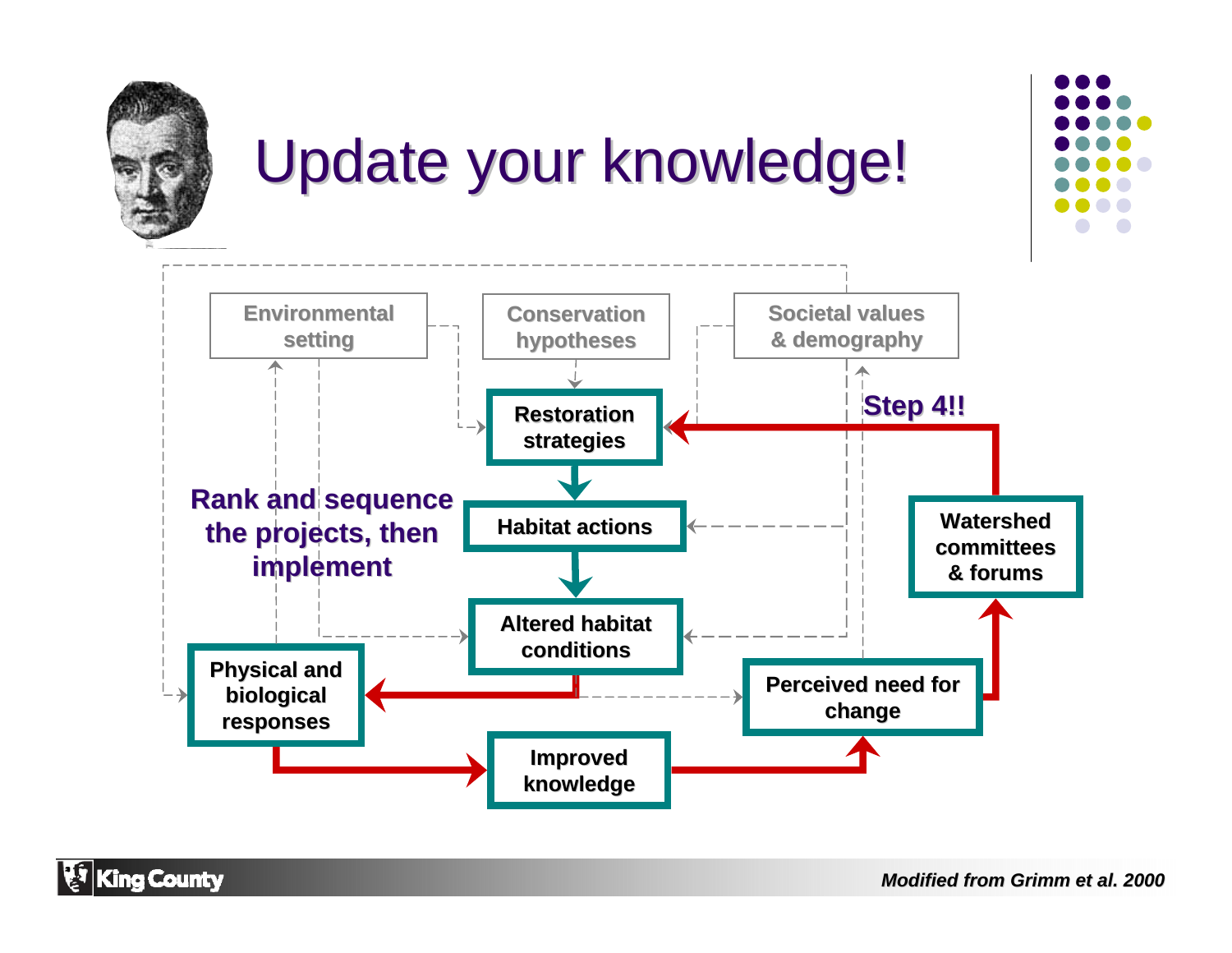# Update your knowledge!

Environmental setting

Conservation hypotheses

Societal values & demography

Restoration strategies

Step 4!!

Rank and sequence the projects, then implement

Habitat actions

Watershed committees & forums

Altered habitat conditions

Physical and biological responses

Perceived need for change

Improved knowledge

King County

*Modified from Grimm et al. 2000*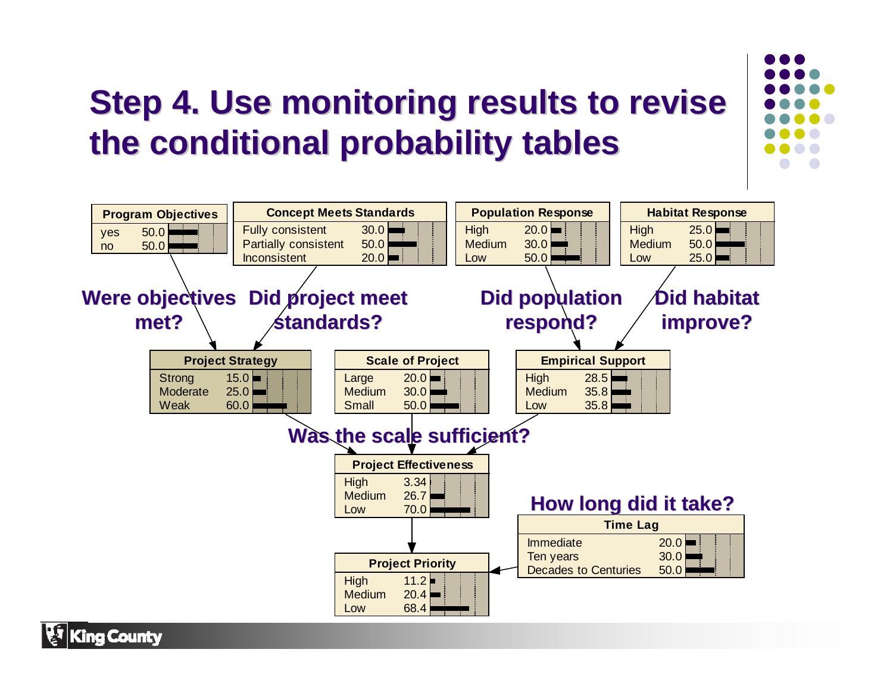# Step 4. Use monitoring results to revise the conditional probability tables

**Program Objectives**

| | |
|---|---|
| yes | 50.0 |
| no | 50.0 |

**Concept Meets Standards**

| | |
|---|---|
| Fully consistent | 30.0 |
| Partially consistent | 50.0 |
| Inconsistent | 20.0 |

**Population Response**

| | |
|---|---|
| High | 20.0 |
| Medium | 30.0 |
| Low | 50.0 |

**Habitat Response**

| | |
|---|---|
| High | 25.0 |
| Medium | 50.0 |
| Low | 25.0 |

**Were objectives met?** **Did project meet standards?** **Did population respond?** **Did habitat improve?**

**Project Strategy**

| | |
|---|---|
| Strong | 15.0 |
| Moderate | 25.0 |
| Weak | 60.0 |

**Scale of Project**

| | |
|---|---|
| Large | 20.0 |
| Medium | 30.0 |
| Small | 50.0 |

**Empirical Support**

| | |
|---|---|
| High | 28.5 |
| Medium | 35.8 |
| Low | 35.8 |

**Was the scale sufficient?**

**Project Effectiveness**

| | |
|---|---|
| High | 3.34 |
| Medium | 26.7 |
| Low | 70.0 |

**How long did it take?**

**Time Lag**

| | |
|---|---|
| Immediate | 20.0 |
| Ten years | 30.0 |
| Decades to Centuries | 50.0 |

**Project Priority**

| | |
|---|---|
| High | 11.2 |
| Medium | 20.4 |
| Low | 68.4 |

King County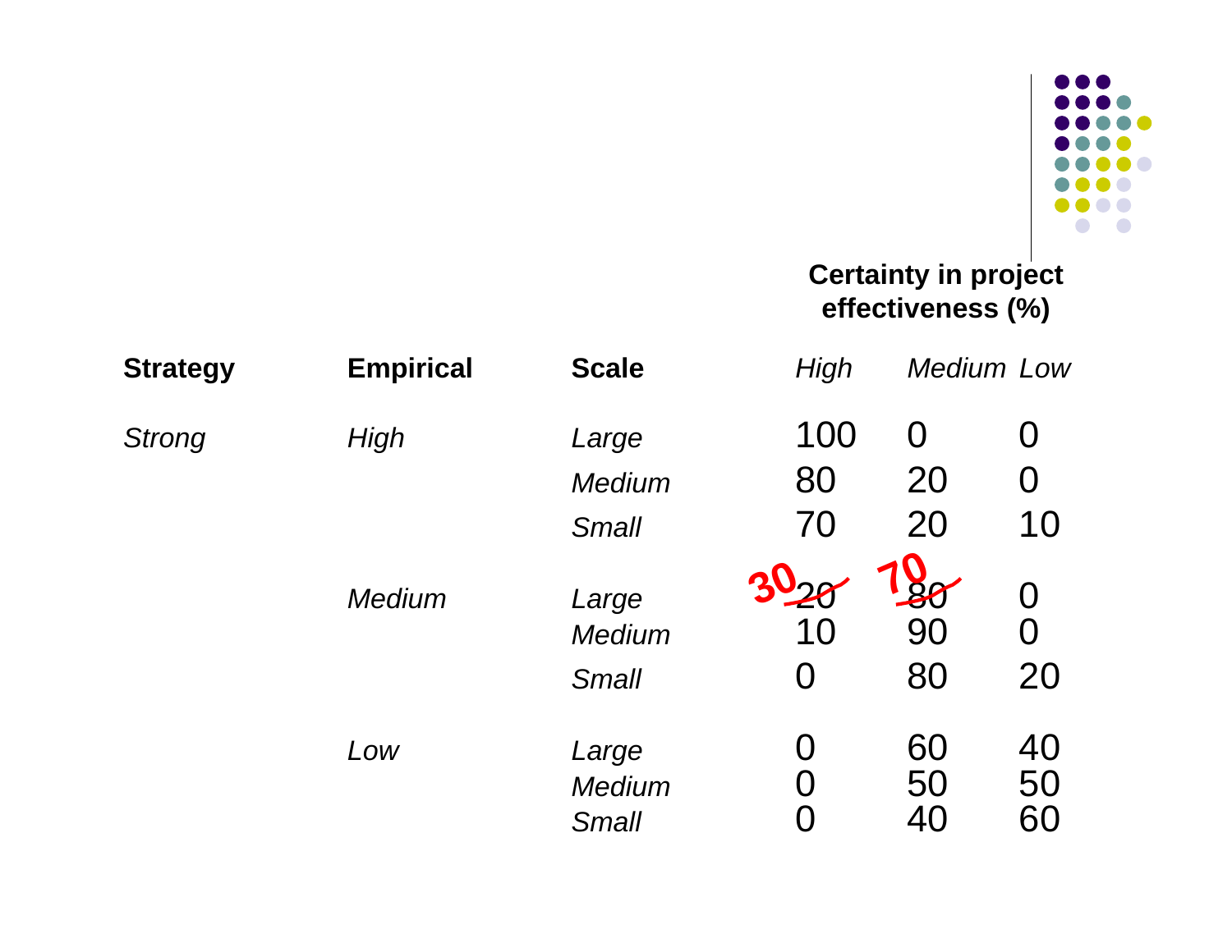| | | | **Certainty in project effectiveness (%)** | | |
|---|---|---|---|---|---|
| **Strategy** | **Empirical** | **Scale** | *High* | *Medium* | *Low* |
| *Strong* | *High* | *Large* | 100 | 0 | 0 |
| | | *Medium* | 80 | 20 | 0 |
| | | *Small* | 70 | 20 | 10 |
| | *Medium* | *Large* | ~~20~~ 30 | ~~80~~ 70 | 0 |
| | | *Medium* | 10 | 90 | 0 |
| | | *Small* | 0 | 80 | 20 |
| | *Low* | *Large* | 0 | 60 | 40 |
| | | *Medium* | 0 | 50 | 50 |
| | | *Small* | 0 | 40 | 60 |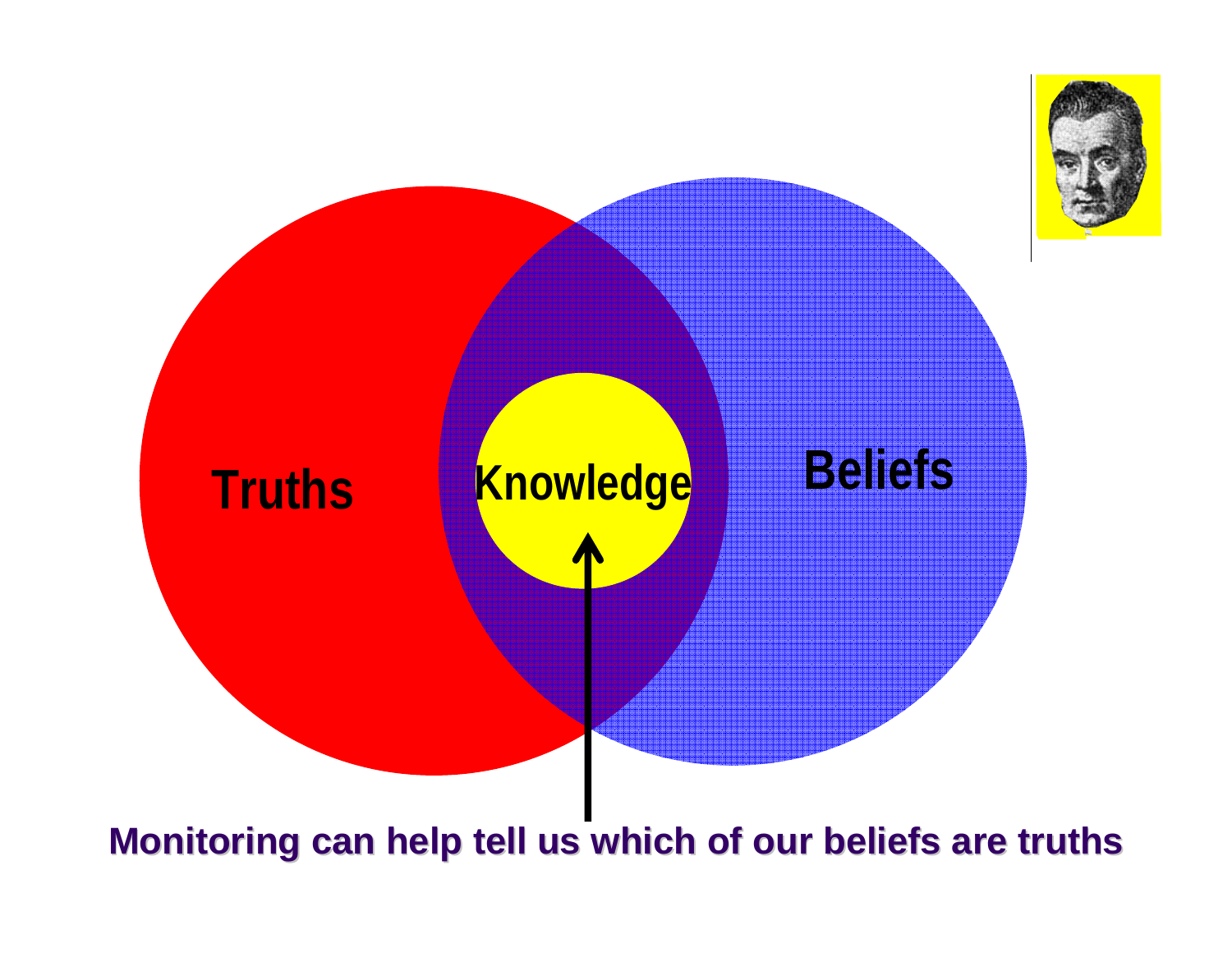Truths

Knowledge

Beliefs

**Monitoring can help tell us which of our beliefs are truths**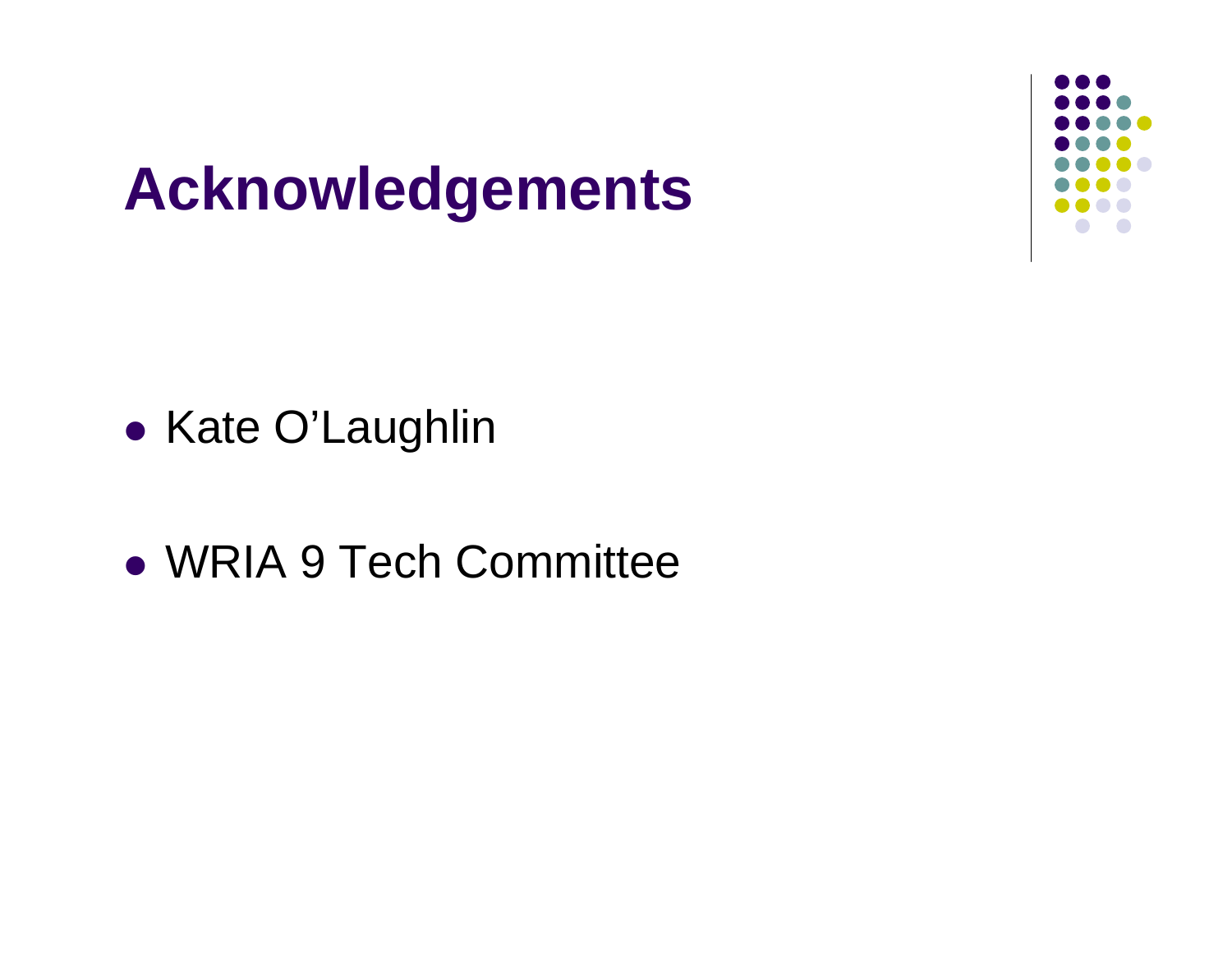# Acknowledgements

- Kate O’Laughlin
- WRIA 9 Tech Committee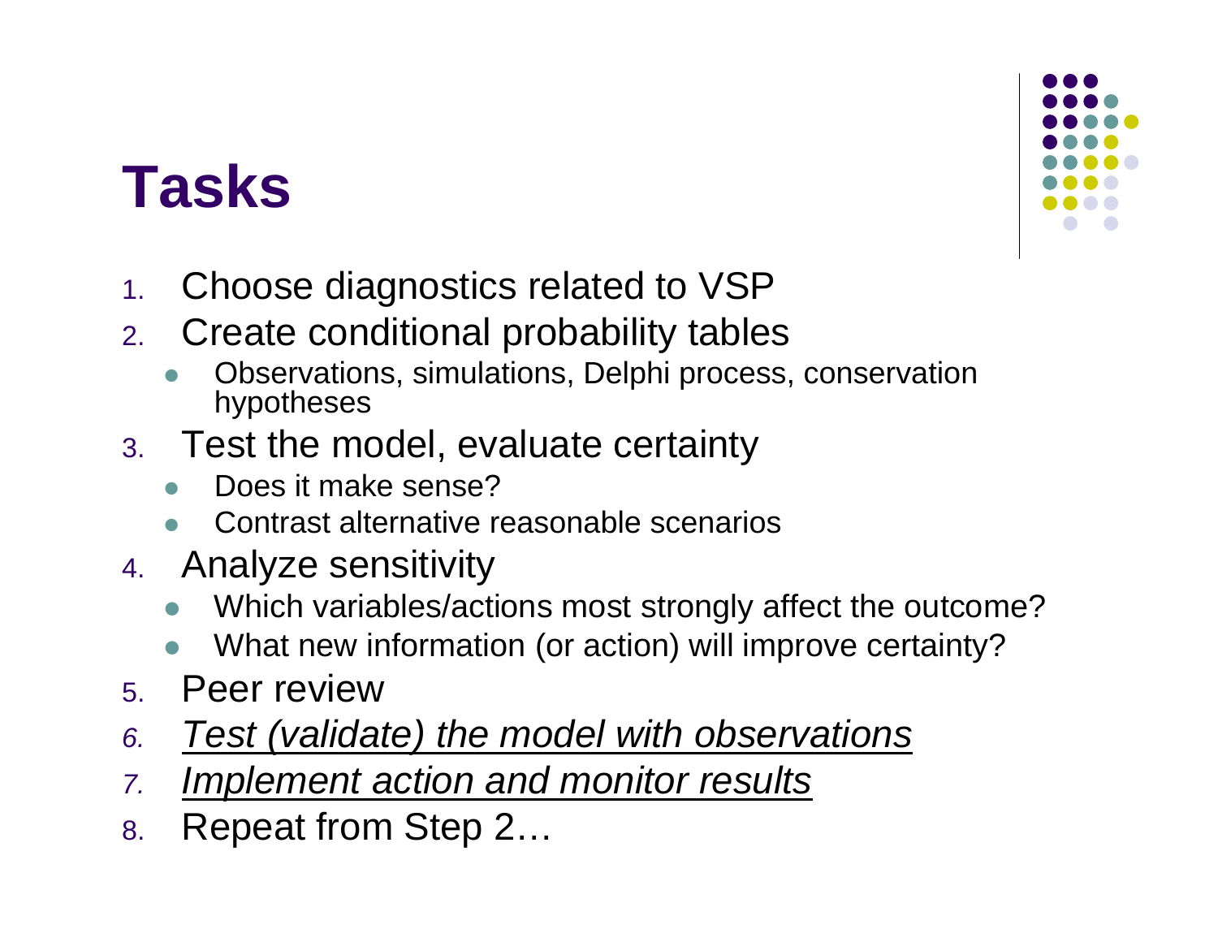# Tasks

1. Choose diagnostics related to VSP
2. Create conditional probability tables
   - Observations, simulations, Delphi process, conservation hypotheses
3. Test the model, evaluate certainty
   - Does it make sense?
   - Contrast alternative reasonable scenarios
4. Analyze sensitivity
   - Which variables/actions most strongly affect the outcome?
   - What new information (or action) will improve certainty?
5. Peer review
6. *<u>Test (validate) the model with observations</u>*
7. *<u>Implement action and monitor results</u>*
8. Repeat from Step 2…